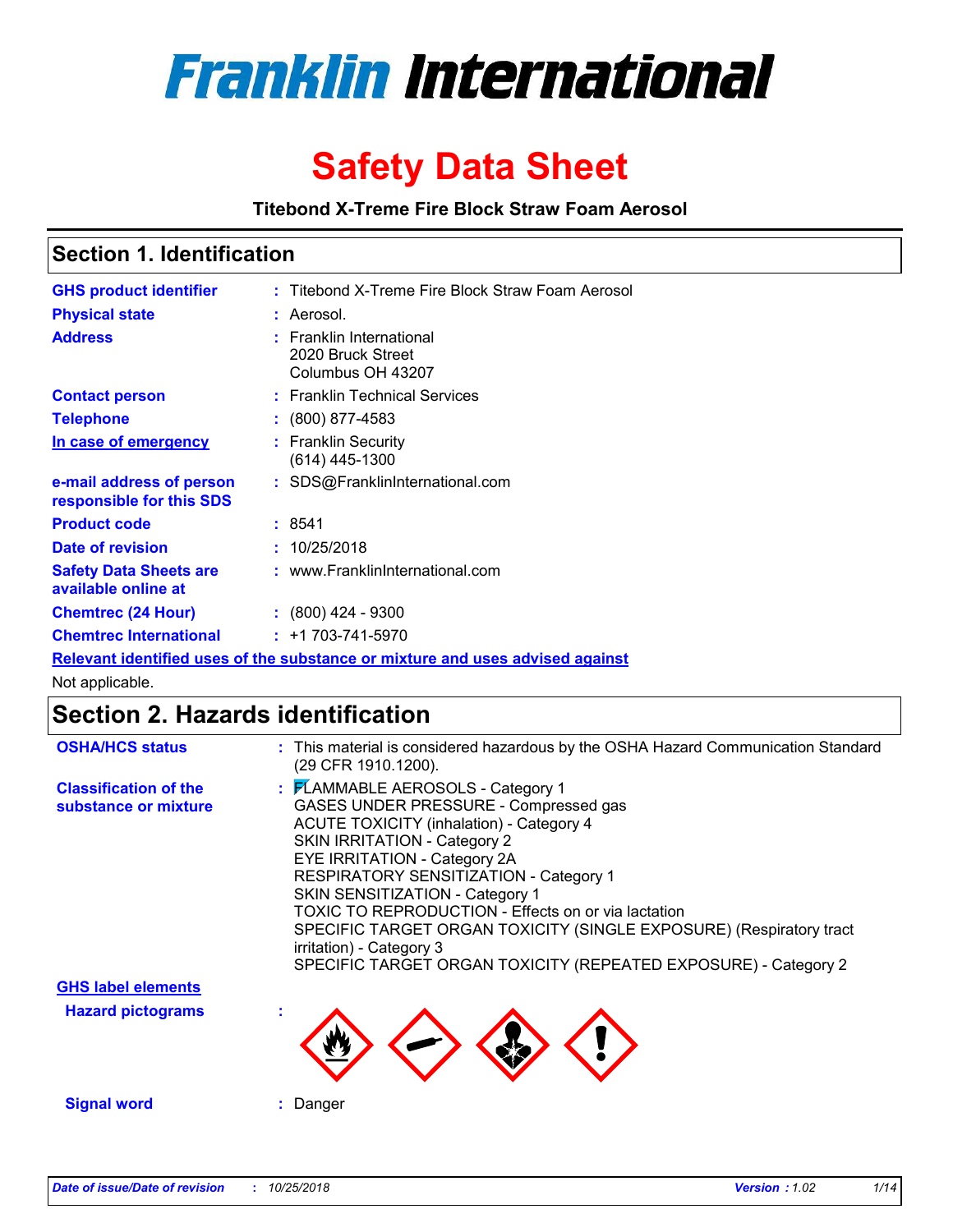# Franklin International

# Safety Data Sheet

**Titebond X-Treme Fire Block Straw Foam Aerosol**

## Section 1. Identification

| | |
|---|---|
| **GHS product identifier** | : Titebond X-Treme Fire Block Straw Foam Aerosol |
| **Physical state** | : Aerosol. |
| **Address** | : Franklin International<br>2020 Bruck Street<br>Columbus OH 43207 |
| **Contact person** | : Franklin Technical Services |
| **Telephone** | : (800) 877-4583 |
| **In case of emergency** | : Franklin Security<br>(614) 445-1300 |
| **e-mail address of person responsible for this SDS** | : SDS@FranklinInternational.com |
| **Product code** | : 8541 |
| **Date of revision** | : 10/25/2018 |
| **Safety Data Sheets are available online at** | : www.FranklinInternational.com |
| **Chemtrec (24 Hour)** | : (800) 424 - 9300 |
| **Chemtrec International** | : +1 703-741-5970 |

**Relevant identified uses of the substance or mixture and uses advised against**

Not applicable.

## Section 2. Hazards identification

| | |
|---|---|
| **OSHA/HCS status** | : This material is considered hazardous by the OSHA Hazard Communication Standard (29 CFR 1910.1200). |
| **Classification of the substance or mixture** | : FLAMMABLE AEROSOLS - Category 1<br>GASES UNDER PRESSURE - Compressed gas<br>ACUTE TOXICITY (inhalation) - Category 4<br>SKIN IRRITATION - Category 2<br>EYE IRRITATION - Category 2A<br>RESPIRATORY SENSITIZATION - Category 1<br>SKIN SENSITIZATION - Category 1<br>TOXIC TO REPRODUCTION - Effects on or via lactation<br>SPECIFIC TARGET ORGAN TOXICITY (SINGLE EXPOSURE) (Respiratory tract irritation) - Category 3<br>SPECIFIC TARGET ORGAN TOXICITY (REPEATED EXPOSURE) - Category 2 |

**GHS label elements**

**Hazard pictograms** :

**Signal word** : Danger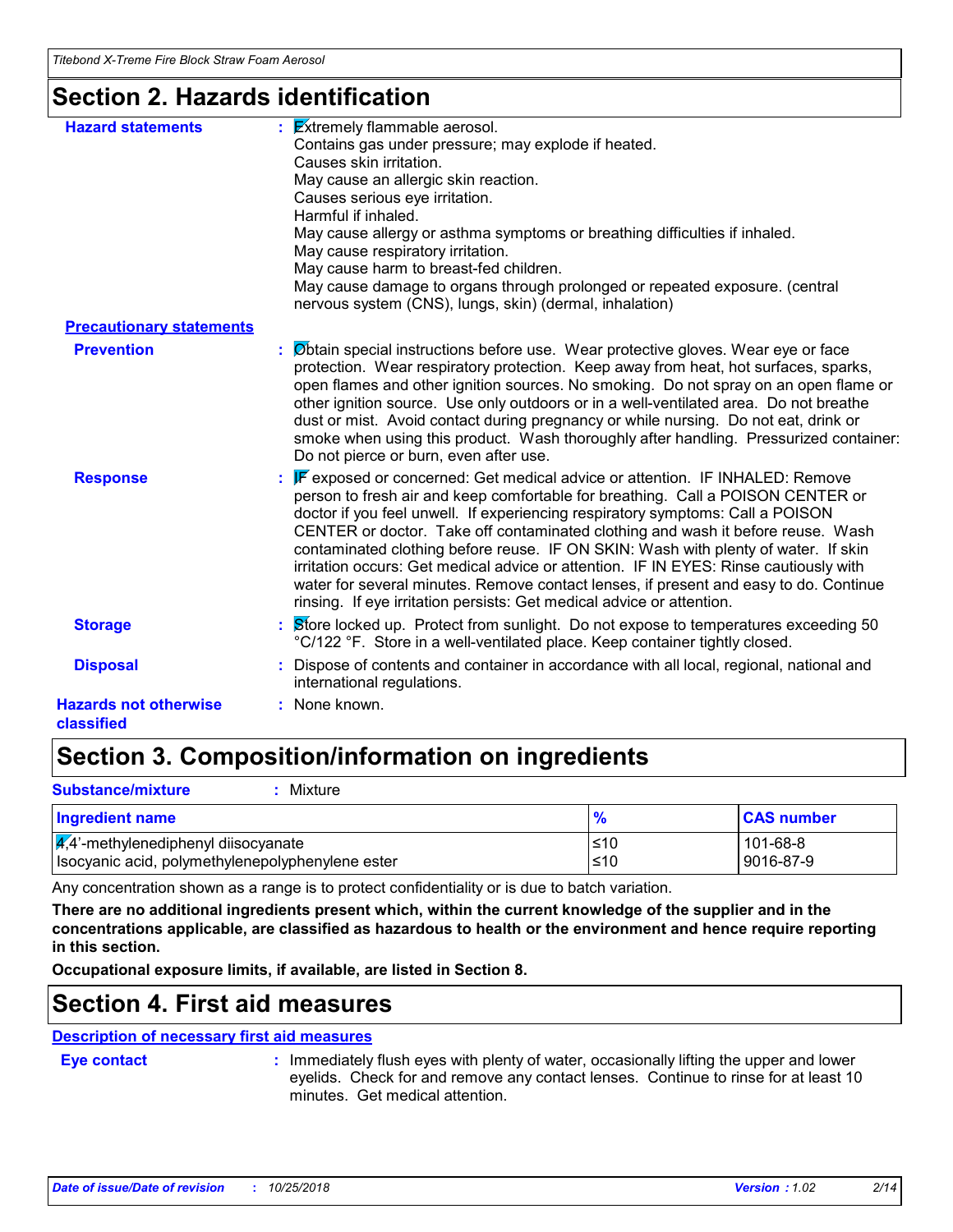## Section 2. Hazards identification

**Hazard statements** : Extremely flammable aerosol.
Contains gas under pressure; may explode if heated.
Causes skin irritation.
May cause an allergic skin reaction.
Causes serious eye irritation.
Harmful if inhaled.
May cause allergy or asthma symptoms or breathing difficulties if inhaled.
May cause respiratory irritation.
May cause harm to breast-fed children.
May cause damage to organs through prolonged or repeated exposure. (central nervous system (CNS), lungs, skin) (dermal, inhalation)

**Precautionary statements**

**Prevention** : Obtain special instructions before use. Wear protective gloves. Wear eye or face protection. Wear respiratory protection. Keep away from heat, hot surfaces, sparks, open flames and other ignition sources. No smoking. Do not spray on an open flame or other ignition source. Use only outdoors or in a well-ventilated area. Do not breathe dust or mist. Avoid contact during pregnancy or while nursing. Do not eat, drink or smoke when using this product. Wash thoroughly after handling. Pressurized container: Do not pierce or burn, even after use.

**Response** : IF exposed or concerned: Get medical advice or attention. IF INHALED: Remove person to fresh air and keep comfortable for breathing. Call a POISON CENTER or doctor if you feel unwell. If experiencing respiratory symptoms: Call a POISON CENTER or doctor. Take off contaminated clothing and wash it before reuse. Wash contaminated clothing before reuse. IF ON SKIN: Wash with plenty of water. If skin irritation occurs: Get medical advice or attention. IF IN EYES: Rinse cautiously with water for several minutes. Remove contact lenses, if present and easy to do. Continue rinsing. If eye irritation persists: Get medical advice or attention.

**Storage** : Store locked up. Protect from sunlight. Do not expose to temperatures exceeding 50 °C/122 °F. Store in a well-ventilated place. Keep container tightly closed.

**Disposal** : Dispose of contents and container in accordance with all local, regional, national and international regulations.

**Hazards not otherwise classified** : None known.

## Section 3. Composition/information on ingredients

**Substance/mixture** : Mixture

| Ingredient name | % | CAS number |
|---|---|---|
| 4,4'-methylenediphenyl diisocyanate | ≤10 | 101-68-8 |
| Isocyanic acid, polymethylenepolyphenylene ester | ≤10 | 9016-87-9 |

Any concentration shown as a range is to protect confidentiality or is due to batch variation.

**There are no additional ingredients present which, within the current knowledge of the supplier and in the concentrations applicable, are classified as hazardous to health or the environment and hence require reporting in this section.**

**Occupational exposure limits, if available, are listed in Section 8.**

## Section 4. First aid measures

**Description of necessary first aid measures**

**Eye contact** : Immediately flush eyes with plenty of water, occasionally lifting the upper and lower eyelids. Check for and remove any contact lenses. Continue to rinse for at least 10 minutes. Get medical attention.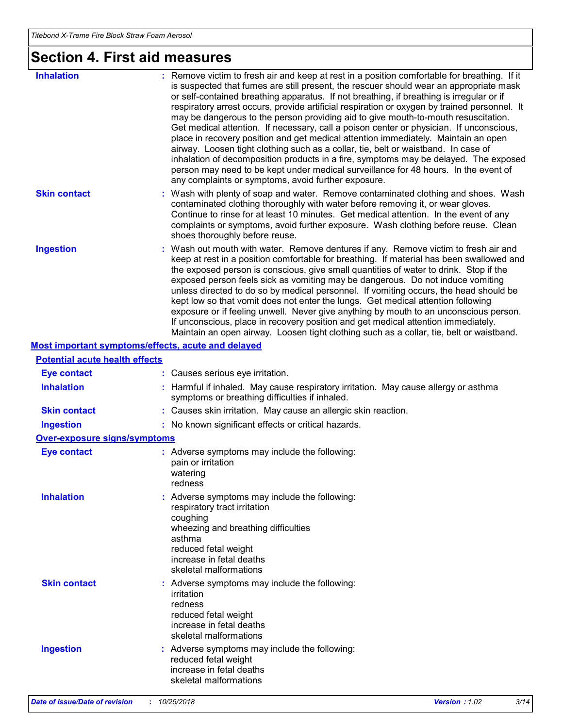## Section 4. First aid measures

**Inhalation** : Remove victim to fresh air and keep at rest in a position comfortable for breathing. If it is suspected that fumes are still present, the rescuer should wear an appropriate mask or self-contained breathing apparatus. If not breathing, if breathing is irregular or if respiratory arrest occurs, provide artificial respiration or oxygen by trained personnel. It may be dangerous to the person providing aid to give mouth-to-mouth resuscitation. Get medical attention. If necessary, call a poison center or physician. If unconscious, place in recovery position and get medical attention immediately. Maintain an open airway. Loosen tight clothing such as a collar, tie, belt or waistband. In case of inhalation of decomposition products in a fire, symptoms may be delayed. The exposed person may need to be kept under medical surveillance for 48 hours. In the event of any complaints or symptoms, avoid further exposure.

**Skin contact** : Wash with plenty of soap and water. Remove contaminated clothing and shoes. Wash contaminated clothing thoroughly with water before removing it, or wear gloves. Continue to rinse for at least 10 minutes. Get medical attention. In the event of any complaints or symptoms, avoid further exposure. Wash clothing before reuse. Clean shoes thoroughly before reuse.

**Ingestion** : Wash out mouth with water. Remove dentures if any. Remove victim to fresh air and keep at rest in a position comfortable for breathing. If material has been swallowed and the exposed person is conscious, give small quantities of water to drink. Stop if the exposed person feels sick as vomiting may be dangerous. Do not induce vomiting unless directed to do so by medical personnel. If vomiting occurs, the head should be kept low so that vomit does not enter the lungs. Get medical attention following exposure or if feeling unwell. Never give anything by mouth to an unconscious person. If unconscious, place in recovery position and get medical attention immediately. Maintain an open airway. Loosen tight clothing such as a collar, tie, belt or waistband.

### Most important symptoms/effects, acute and delayed

#### Potential acute health effects

**Eye contact** : Causes serious eye irritation.

**Inhalation** : Harmful if inhaled. May cause respiratory irritation. May cause allergy or asthma symptoms or breathing difficulties if inhaled.

**Skin contact** : Causes skin irritation. May cause an allergic skin reaction.

**Ingestion** : No known significant effects or critical hazards.

#### Over-exposure signs/symptoms

**Eye contact** : Adverse symptoms may include the following:
pain or irritation
watering
redness

**Inhalation** : Adverse symptoms may include the following:
respiratory tract irritation
coughing
wheezing and breathing difficulties
asthma
reduced fetal weight
increase in fetal deaths
skeletal malformations

**Skin contact** : Adverse symptoms may include the following:
irritation
redness
reduced fetal weight
increase in fetal deaths
skeletal malformations

**Ingestion** : Adverse symptoms may include the following:
reduced fetal weight
increase in fetal deaths
skeletal malformations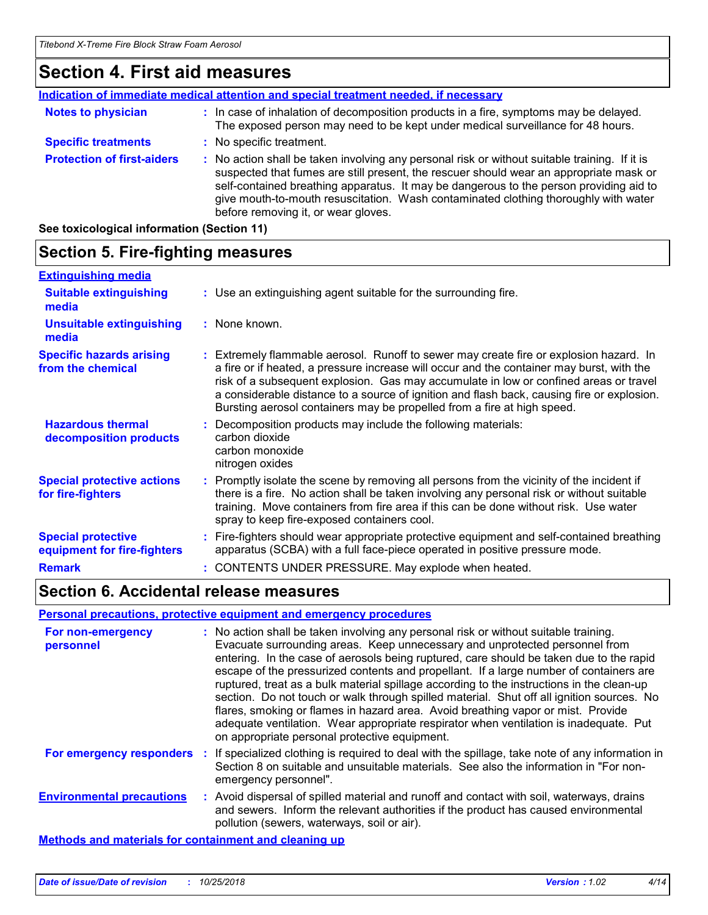# Section 4. First aid measures

**Indication of immediate medical attention and special treatment needed, if necessary**

**Notes to physician** : In case of inhalation of decomposition products in a fire, symptoms may be delayed. The exposed person may need to be kept under medical surveillance for 48 hours.

**Specific treatments** : No specific treatment.

**Protection of first-aiders** : No action shall be taken involving any personal risk or without suitable training. If it is suspected that fumes are still present, the rescuer should wear an appropriate mask or self-contained breathing apparatus. It may be dangerous to the person providing aid to give mouth-to-mouth resuscitation. Wash contaminated clothing thoroughly with water before removing it, or wear gloves.

**See toxicological information (Section 11)**

# Section 5. Fire-fighting measures

**Extinguishing media**

**Suitable extinguishing media** : Use an extinguishing agent suitable for the surrounding fire.

**Unsuitable extinguishing media** : None known.

**Specific hazards arising from the chemical** : Extremely flammable aerosol. Runoff to sewer may create fire or explosion hazard. In a fire or if heated, a pressure increase will occur and the container may burst, with the risk of a subsequent explosion. Gas may accumulate in low or confined areas or travel a considerable distance to a source of ignition and flash back, causing fire or explosion. Bursting aerosol containers may be propelled from a fire at high speed.

**Hazardous thermal decomposition products** : Decomposition products may include the following materials:
carbon dioxide
carbon monoxide
nitrogen oxides

**Special protective actions for fire-fighters** : Promptly isolate the scene by removing all persons from the vicinity of the incident if there is a fire. No action shall be taken involving any personal risk or without suitable training. Move containers from fire area if this can be done without risk. Use water spray to keep fire-exposed containers cool.

**Special protective equipment for fire-fighters** : Fire-fighters should wear appropriate protective equipment and self-contained breathing apparatus (SCBA) with a full face-piece operated in positive pressure mode.

**Remark** : CONTENTS UNDER PRESSURE. May explode when heated.

# Section 6. Accidental release measures

**Personal precautions, protective equipment and emergency procedures**

**For non-emergency personnel** : No action shall be taken involving any personal risk or without suitable training. Evacuate surrounding areas. Keep unnecessary and unprotected personnel from entering. In the case of aerosols being ruptured, care should be taken due to the rapid escape of the pressurized contents and propellant. If a large number of containers are ruptured, treat as a bulk material spillage according to the instructions in the clean-up section. Do not touch or walk through spilled material. Shut off all ignition sources. No flares, smoking or flames in hazard area. Avoid breathing vapor or mist. Provide adequate ventilation. Wear appropriate respirator when ventilation is inadequate. Put on appropriate personal protective equipment.

**For emergency responders** : If specialized clothing is required to deal with the spillage, take note of any information in Section 8 on suitable and unsuitable materials. See also the information in "For non-emergency personnel".

**Environmental precautions** : Avoid dispersal of spilled material and runoff and contact with soil, waterways, drains and sewers. Inform the relevant authorities if the product has caused environmental pollution (sewers, waterways, soil or air).

**Methods and materials for containment and cleaning up**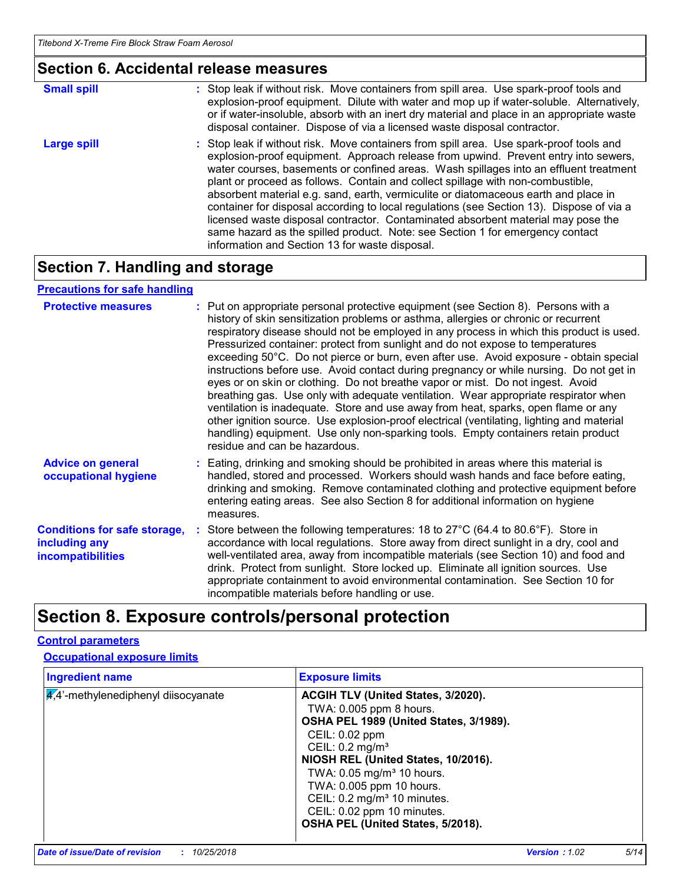## Section 6. Accidental release measures

| | |
|---|---|
| **Small spill** | : Stop leak if without risk. Move containers from spill area. Use spark-proof tools and explosion-proof equipment. Dilute with water and mop up if water-soluble. Alternatively, or if water-insoluble, absorb with an inert dry material and place in an appropriate waste disposal container. Dispose of via a licensed waste disposal contractor. |
| **Large spill** | : Stop leak if without risk. Move containers from spill area. Use spark-proof tools and explosion-proof equipment. Approach release from upwind. Prevent entry into sewers, water courses, basements or confined areas. Wash spillages into an effluent treatment plant or proceed as follows. Contain and collect spillage with non-combustible, absorbent material e.g. sand, earth, vermiculite or diatomaceous earth and place in container for disposal according to local regulations (see Section 13). Dispose of via a licensed waste disposal contractor. Contaminated absorbent material may pose the same hazard as the spilled product. Note: see Section 1 for emergency contact information and Section 13 for waste disposal. |

## Section 7. Handling and storage

### Precautions for safe handling

| | |
|---|---|
| **Protective measures** | : Put on appropriate personal protective equipment (see Section 8). Persons with a history of skin sensitization problems or asthma, allergies or chronic or recurrent respiratory disease should not be employed in any process in which this product is used. Pressurized container: protect from sunlight and do not expose to temperatures exceeding 50°C. Do not pierce or burn, even after use. Avoid exposure - obtain special instructions before use. Avoid contact during pregnancy or while nursing. Do not get in eyes or on skin or clothing. Do not breathe vapor or mist. Do not ingest. Avoid breathing gas. Use only with adequate ventilation. Wear appropriate respirator when ventilation is inadequate. Store and use away from heat, sparks, open flame or any other ignition source. Use explosion-proof electrical (ventilating, lighting and material handling) equipment. Use only non-sparking tools. Empty containers retain product residue and can be hazardous. |
| **Advice on general occupational hygiene** | : Eating, drinking and smoking should be prohibited in areas where this material is handled, stored and processed. Workers should wash hands and face before eating, drinking and smoking. Remove contaminated clothing and protective equipment before entering eating areas. See also Section 8 for additional information on hygiene measures. |
| **Conditions for safe storage, including any incompatibilities** | : Store between the following temperatures: 18 to 27°C (64.4 to 80.6°F). Store in accordance with local regulations. Store away from direct sunlight in a dry, cool and well-ventilated area, away from incompatible materials (see Section 10) and food and drink. Protect from sunlight. Store locked up. Eliminate all ignition sources. Use appropriate containment to avoid environmental contamination. See Section 10 for incompatible materials before handling or use. |

# Section 8. Exposure controls/personal protection

### Control parameters

#### Occupational exposure limits

| Ingredient name | Exposure limits |
|---|---|
| 4,4'-methylenediphenyl diisocyanate | **ACGIH TLV (United States, 3/2020).**<br>TWA: 0.005 ppm 8 hours.<br>**OSHA PEL 1989 (United States, 3/1989).**<br>CEIL: 0.02 ppm<br>CEIL: 0.2 mg/m³<br>**NIOSH REL (United States, 10/2016).**<br>TWA: 0.05 mg/m³ 10 hours.<br>TWA: 0.005 ppm 10 hours.<br>CEIL: 0.2 mg/m³ 10 minutes.<br>CEIL: 0.02 ppm 10 minutes.<br>**OSHA PEL (United States, 5/2018).** |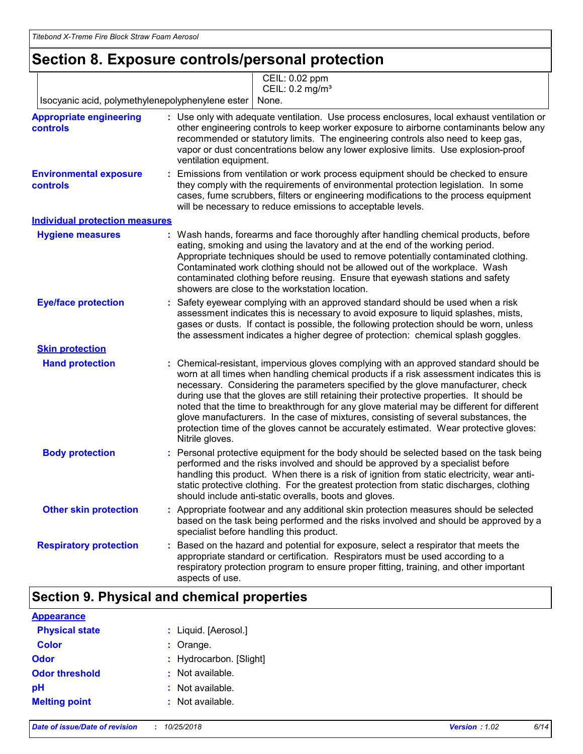# Section 8. Exposure controls/personal protection

| | |
|---|---|
| | CEIL: 0.02 ppm<br>CEIL: 0.2 mg/m³ |
| Isocyanic acid, polymethylenepolyphenylene ester | None. |

**Appropriate engineering controls** : Use only with adequate ventilation. Use process enclosures, local exhaust ventilation or other engineering controls to keep worker exposure to airborne contaminants below any recommended or statutory limits. The engineering controls also need to keep gas, vapor or dust concentrations below any lower explosive limits. Use explosion-proof ventilation equipment.

**Environmental exposure controls** : Emissions from ventilation or work process equipment should be checked to ensure they comply with the requirements of environmental protection legislation. In some cases, fume scrubbers, filters or engineering modifications to the process equipment will be necessary to reduce emissions to acceptable levels.

## Individual protection measures

**Hygiene measures** : Wash hands, forearms and face thoroughly after handling chemical products, before eating, smoking and using the lavatory and at the end of the working period. Appropriate techniques should be used to remove potentially contaminated clothing. Contaminated work clothing should not be allowed out of the workplace. Wash contaminated clothing before reusing. Ensure that eyewash stations and safety showers are close to the workstation location.

**Eye/face protection** : Safety eyewear complying with an approved standard should be used when a risk assessment indicates this is necessary to avoid exposure to liquid splashes, mists, gases or dusts. If contact is possible, the following protection should be worn, unless the assessment indicates a higher degree of protection: chemical splash goggles.

### Skin protection

**Hand protection** : Chemical-resistant, impervious gloves complying with an approved standard should be worn at all times when handling chemical products if a risk assessment indicates this is necessary. Considering the parameters specified by the glove manufacturer, check during use that the gloves are still retaining their protective properties. It should be noted that the time to breakthrough for any glove material may be different for different glove manufacturers. In the case of mixtures, consisting of several substances, the protection time of the gloves cannot be accurately estimated. Wear protective gloves: Nitrile gloves.

**Body protection** : Personal protective equipment for the body should be selected based on the task being performed and the risks involved and should be approved by a specialist before handling this product. When there is a risk of ignition from static electricity, wear anti-static protective clothing. For the greatest protection from static discharges, clothing should include anti-static overalls, boots and gloves.

**Other skin protection** : Appropriate footwear and any additional skin protection measures should be selected based on the task being performed and the risks involved and should be approved by a specialist before handling this product.

**Respiratory protection** : Based on the hazard and potential for exposure, select a respirator that meets the appropriate standard or certification. Respirators must be used according to a respiratory protection program to ensure proper fitting, training, and other important aspects of use.

# Section 9. Physical and chemical properties

## Appearance

**Physical state** : Liquid. [Aerosol.]

**Color** : Orange.

**Odor** : Hydrocarbon. [Slight]

**Odor threshold** : Not available.

**pH** : Not available.

**Melting point** : Not available.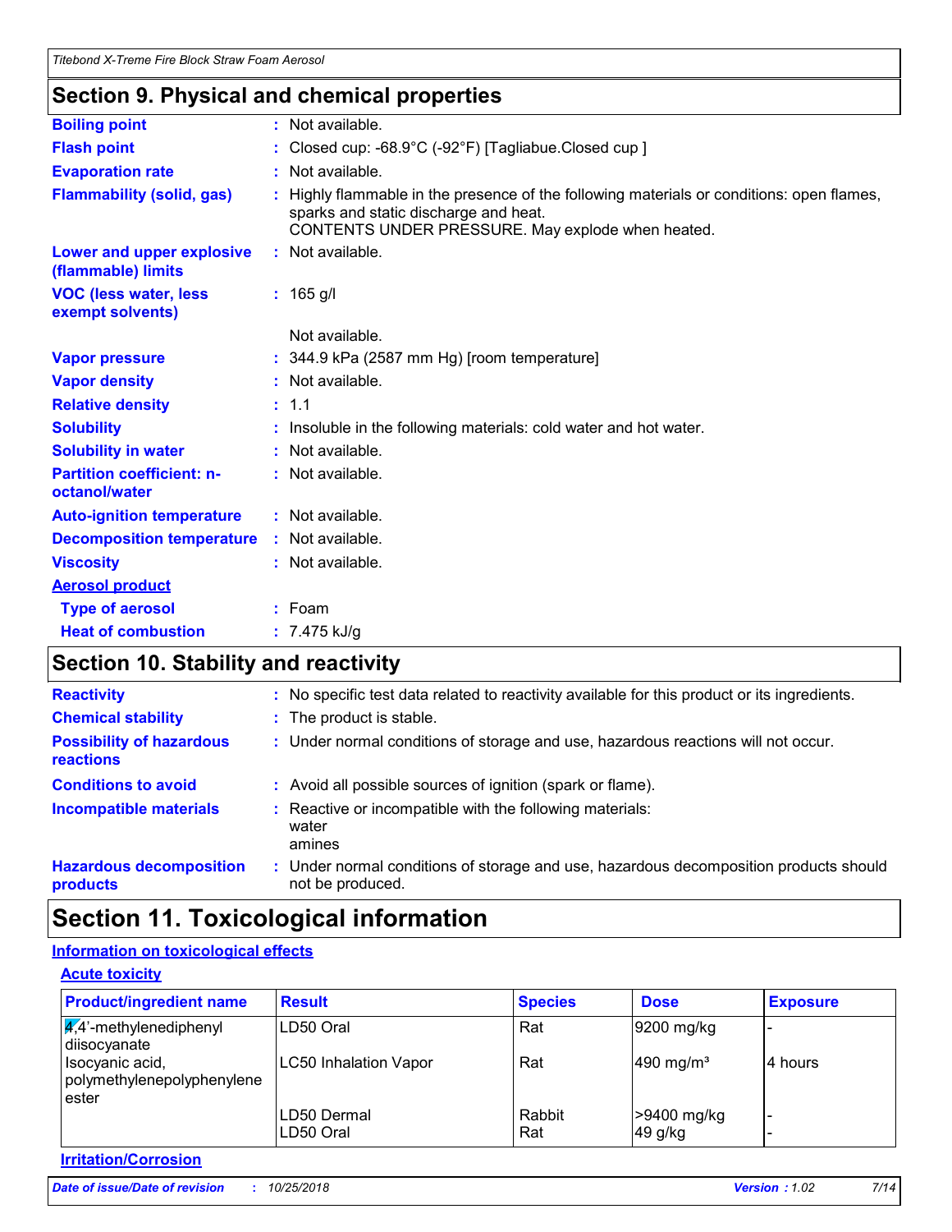## Section 9. Physical and chemical properties

| | |
|---|---|
| **Boiling point** | : Not available. |
| **Flash point** | : Closed cup: -68.9°C (-92°F) [Tagliabue.Closed cup ] |
| **Evaporation rate** | : Not available. |
| **Flammability (solid, gas)** | : Highly flammable in the presence of the following materials or conditions: open flames, sparks and static discharge and heat. CONTENTS UNDER PRESSURE. May explode when heated. |
| **Lower and upper explosive (flammable) limits** | : Not available. |
| **VOC (less water, less exempt solvents)** | : 165 g/l |
| | Not available. |
| **Vapor pressure** | : 344.9 kPa (2587 mm Hg) [room temperature] |
| **Vapor density** | : Not available. |
| **Relative density** | : 1.1 |
| **Solubility** | : Insoluble in the following materials: cold water and hot water. |
| **Solubility in water** | : Not available. |
| **Partition coefficient: n-octanol/water** | : Not available. |
| **Auto-ignition temperature** | : Not available. |
| **Decomposition temperature** | : Not available. |
| **Viscosity** | : Not available. |

**Aerosol product**

| | |
|---|---|
| **Type of aerosol** | : Foam |
| **Heat of combustion** | : 7.475 kJ/g |

## Section 10. Stability and reactivity

| | |
|---|---|
| **Reactivity** | : No specific test data related to reactivity available for this product or its ingredients. |
| **Chemical stability** | : The product is stable. |
| **Possibility of hazardous reactions** | : Under normal conditions of storage and use, hazardous reactions will not occur. |
| **Conditions to avoid** | : Avoid all possible sources of ignition (spark or flame). |
| **Incompatible materials** | : Reactive or incompatible with the following materials: water amines |
| **Hazardous decomposition products** | : Under normal conditions of storage and use, hazardous decomposition products should not be produced. |

## Section 11. Toxicological information

**Information on toxicological effects**

**Acute toxicity**

| Product/ingredient name | Result | Species | Dose | Exposure |
|---|---|---|---|---|
| 4,4'-methylenediphenyl diisocyanate | LD50 Oral | Rat | 9200 mg/kg | - |
| Isocyanic acid, polymethylenepolyphenylene ester | LC50 Inhalation Vapor | Rat | 490 mg/m³ | 4 hours |
| | LD50 Dermal | Rabbit | >9400 mg/kg | - |
| | LD50 Oral | Rat | 49 g/kg | - |

**Irritation/Corrosion**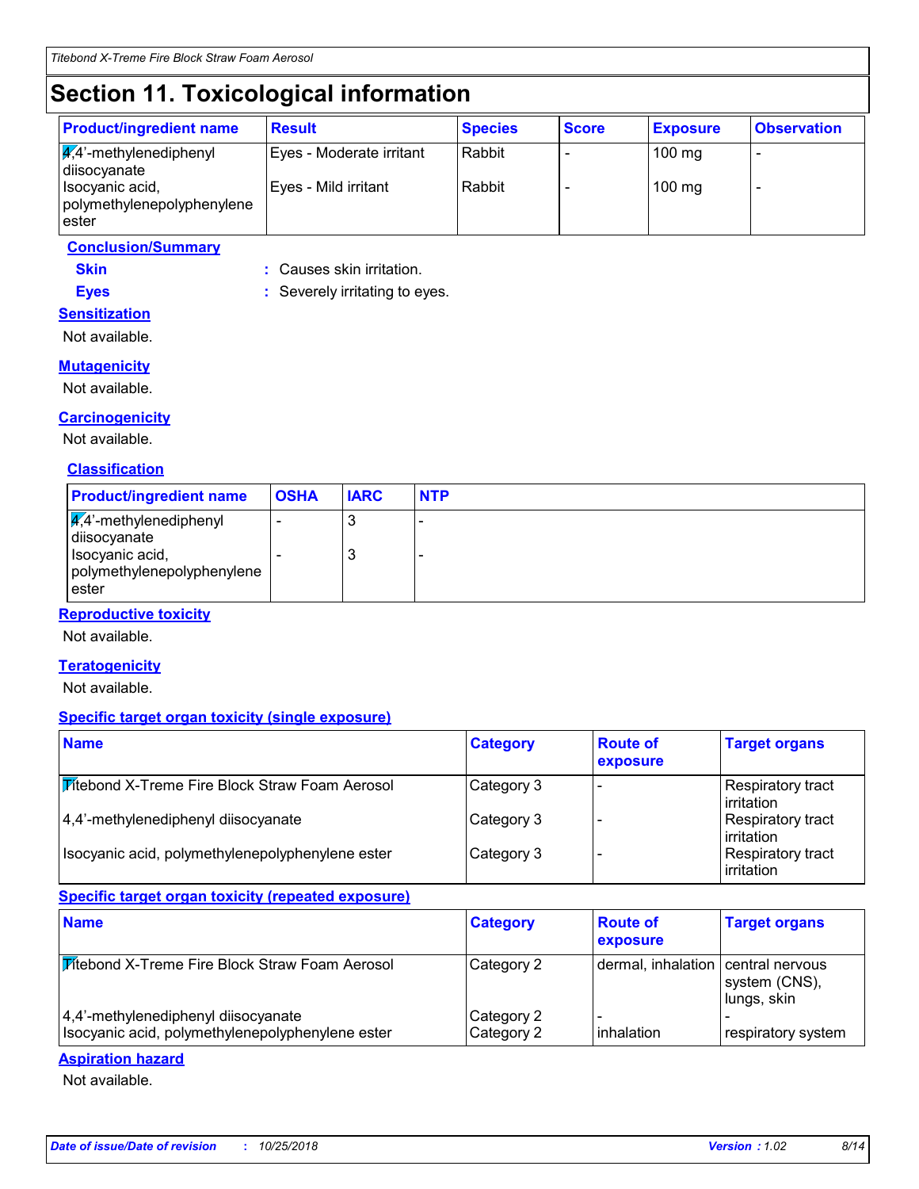# Section 11. Toxicological information

| Product/ingredient name | Result | Species | Score | Exposure | Observation |
|---|---|---|---|---|---|
| 4,4'-methylenediphenyl diisocyanate | Eyes - Moderate irritant | Rabbit | - | 100 mg | - |
| Isocyanic acid, polymethylenepolyphenylene ester | Eyes - Mild irritant | Rabbit | - | 100 mg | - |

**Conclusion/Summary**

**Skin** : Causes skin irritation.

**Eyes** : Severely irritating to eyes.

**Sensitization**

Not available.

**Mutagenicity**

Not available.

**Carcinogenicity**

Not available.

**Classification**

| Product/ingredient name | OSHA | IARC | NTP |
|---|---|---|---|
| 4,4'-methylenediphenyl diisocyanate | - | 3 | - |
| Isocyanic acid, polymethylenepolyphenylene ester | - | 3 | - |

**Reproductive toxicity**

Not available.

**Teratogenicity**

Not available.

**Specific target organ toxicity (single exposure)**

| Name | Category | Route of exposure | Target organs |
|---|---|---|---|
| Titebond X-Treme Fire Block Straw Foam Aerosol | Category 3 | - | Respiratory tract irritation |
| 4,4'-methylenediphenyl diisocyanate | Category 3 | - | Respiratory tract irritation |
| Isocyanic acid, polymethylenepolyphenylene ester | Category 3 | - | Respiratory tract irritation |

**Specific target organ toxicity (repeated exposure)**

| Name | Category | Route of exposure | Target organs |
|---|---|---|---|
| Titebond X-Treme Fire Block Straw Foam Aerosol | Category 2 | dermal, inhalation | central nervous system (CNS), lungs, skin |
| 4,4'-methylenediphenyl diisocyanate | Category 2 | - | - |
| Isocyanic acid, polymethylenepolyphenylene ester | Category 2 | inhalation | respiratory system |

**Aspiration hazard**

Not available.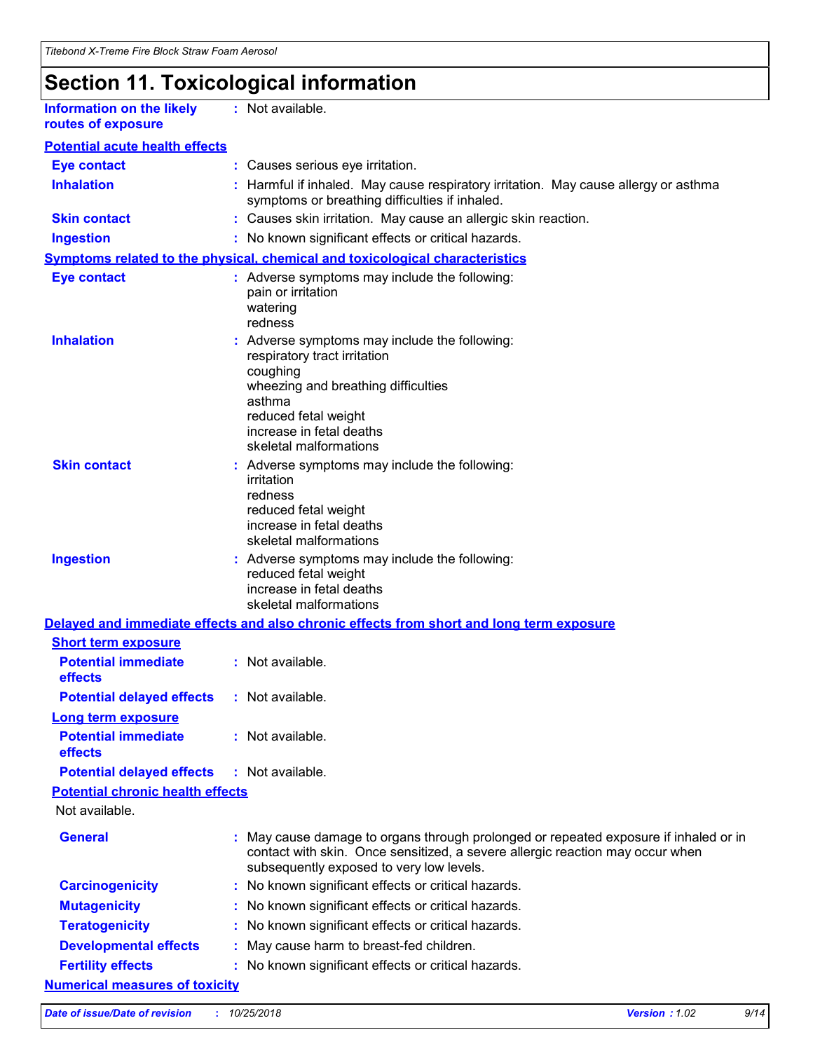# Section 11. Toxicological information

**Information on the likely routes of exposure** : Not available.

**Potential acute health effects**

**Eye contact** : Causes serious eye irritation.

**Inhalation** : Harmful if inhaled. May cause respiratory irritation. May cause allergy or asthma symptoms or breathing difficulties if inhaled.

**Skin contact** : Causes skin irritation. May cause an allergic skin reaction.

**Ingestion** : No known significant effects or critical hazards.

**Symptoms related to the physical, chemical and toxicological characteristics**

**Eye contact** : Adverse symptoms may include the following:
pain or irritation
watering
redness

**Inhalation** : Adverse symptoms may include the following:
respiratory tract irritation
coughing
wheezing and breathing difficulties
asthma
reduced fetal weight
increase in fetal deaths
skeletal malformations

**Skin contact** : Adverse symptoms may include the following:
irritation
redness
reduced fetal weight
increase in fetal deaths
skeletal malformations

**Ingestion** : Adverse symptoms may include the following:
reduced fetal weight
increase in fetal deaths
skeletal malformations

**Delayed and immediate effects and also chronic effects from short and long term exposure**

**Short term exposure**

**Potential immediate effects** : Not available.

**Potential delayed effects** : Not available.

**Long term exposure**

**Potential immediate effects** : Not available.

**Potential delayed effects** : Not available.

**Potential chronic health effects**

Not available.

**General** : May cause damage to organs through prolonged or repeated exposure if inhaled or in contact with skin. Once sensitized, a severe allergic reaction may occur when subsequently exposed to very low levels.

**Carcinogenicity** : No known significant effects or critical hazards.

**Mutagenicity** : No known significant effects or critical hazards.

**Teratogenicity** : No known significant effects or critical hazards.

**Developmental effects** : May cause harm to breast-fed children.

**Fertility effects** : No known significant effects or critical hazards.

**Numerical measures of toxicity**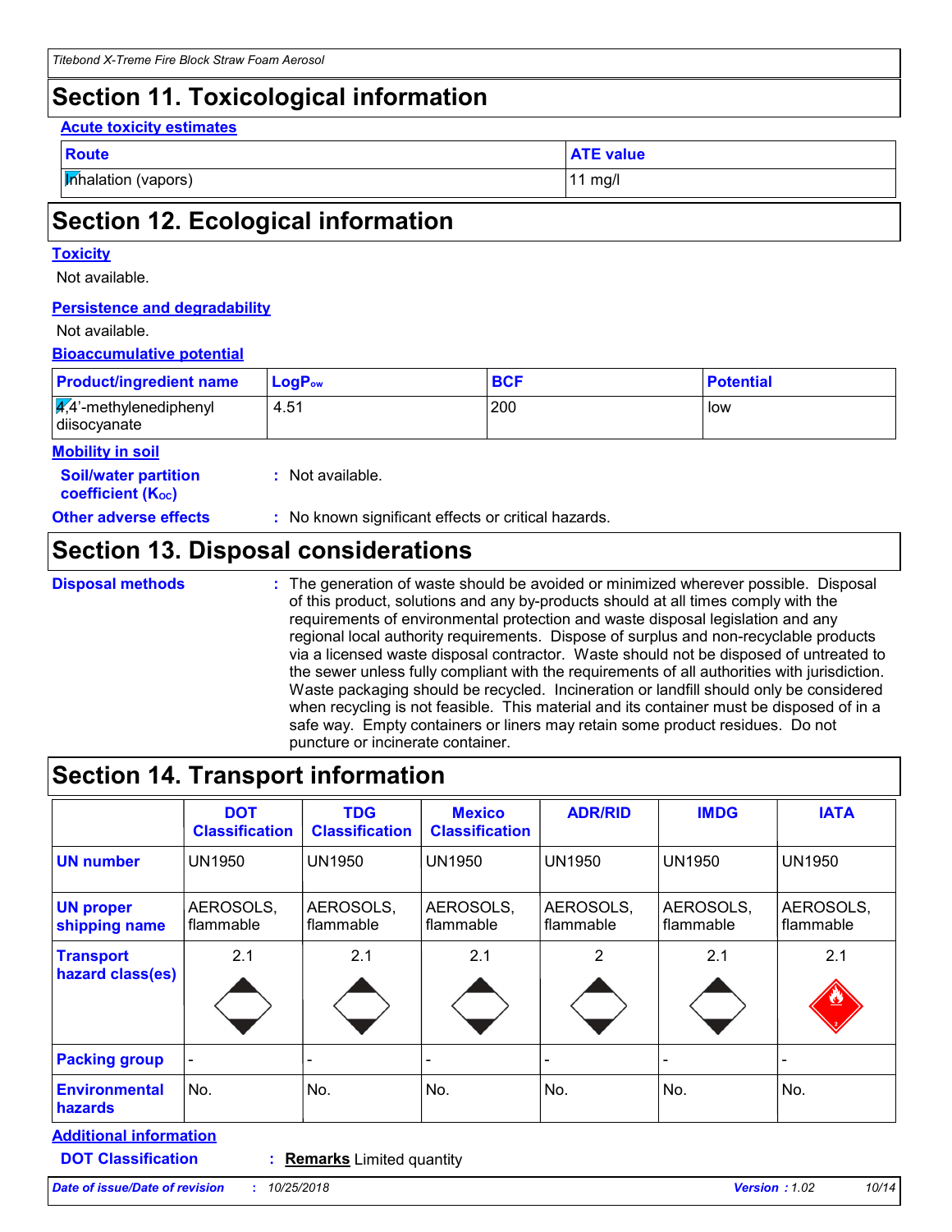## Section 11. Toxicological information

**Acute toxicity estimates**

| Route | ATE value |
|---|---|
| Inhalation (vapors) | 11 mg/l |

## Section 12. Ecological information

**Toxicity**

Not available.

**Persistence and degradability**

Not available.

**Bioaccumulative potential**

| Product/ingredient name | $LogP_{ow}$ | BCF | Potential |
|---|---|---|---|
| 4,4'-methylenediphenyl diisocyanate | 4.51 | 200 | low |

**Mobility in soil**

**Soil/water partition coefficient ($K_{OC}$)** : Not available.

**Other adverse effects** : No known significant effects or critical hazards.

## Section 13. Disposal considerations

**Disposal methods** : The generation of waste should be avoided or minimized wherever possible. Disposal of this product, solutions and any by-products should at all times comply with the requirements of environmental protection and waste disposal legislation and any regional local authority requirements. Dispose of surplus and non-recyclable products via a licensed waste disposal contractor. Waste should not be disposed of untreated to the sewer unless fully compliant with the requirements of all authorities with jurisdiction. Waste packaging should be recycled. Incineration or landfill should only be considered when recycling is not feasible. This material and its container must be disposed of in a safe way. Empty containers or liners may retain some product residues. Do not puncture or incinerate container.

## Section 14. Transport information

| | DOT Classification | TDG Classification | Mexico Classification | ADR/RID | IMDG | IATA |
|---|---|---|---|---|---|---|
| UN number | UN1950 | UN1950 | UN1950 | UN1950 | UN1950 | UN1950 |
| UN proper shipping name | AEROSOLS, flammable | AEROSOLS, flammable | AEROSOLS, flammable | AEROSOLS, flammable | AEROSOLS, flammable | AEROSOLS, flammable |
| Transport hazard class(es) | 2.1 | 2.1 | 2.1 | 2 | 2.1 | 2.1 |
| Packing group | - | - | - | - | - | - |
| Environmental hazards | No. | No. | No. | No. | No. | No. |

**Additional information**

**DOT Classification** : **Remarks** Limited quantity

*Date of issue/Date of revision* : 10/25/2018 *Version* : 1.02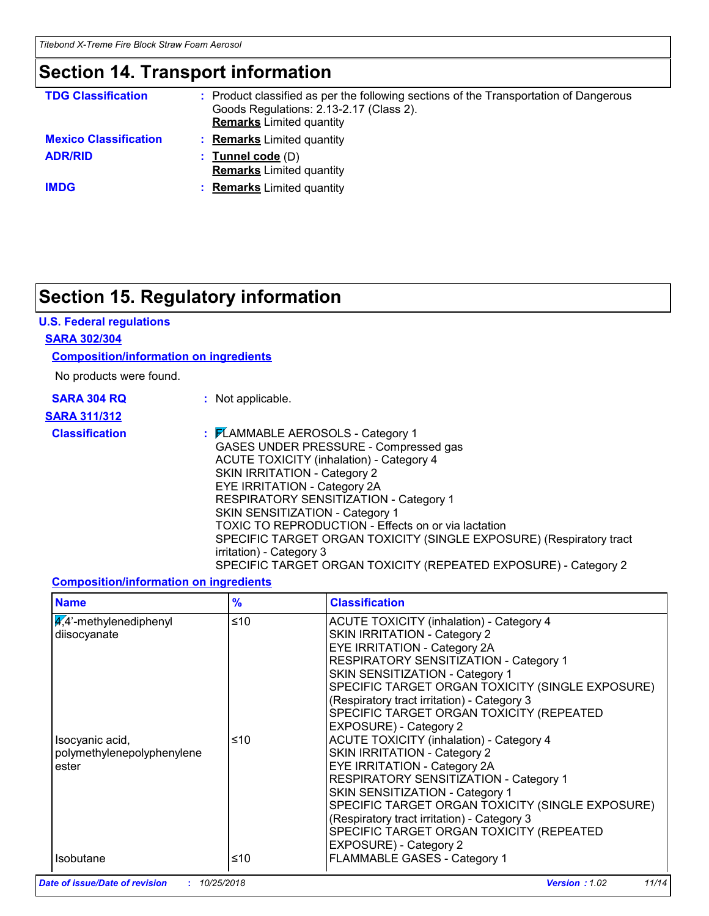## Section 14. Transport information

**TDG Classification** : Product classified as per the following sections of the Transportation of Dangerous Goods Regulations: 2.13-2.17 (Class 2).
**Remarks** Limited quantity

**Mexico Classification** : **Remarks** Limited quantity

**ADR/RID** : **Tunnel code** (D)
**Remarks** Limited quantity

**IMDG** : **Remarks** Limited quantity

## Section 15. Regulatory information

### U.S. Federal regulations

#### SARA 302/304

**Composition/information on ingredients**

No products were found.

**SARA 304 RQ** : Not applicable.

#### SARA 311/312

**Classification** : FLAMMABLE AEROSOLS - Category 1
GASES UNDER PRESSURE - Compressed gas
ACUTE TOXICITY (inhalation) - Category 4
SKIN IRRITATION - Category 2
EYE IRRITATION - Category 2A
RESPIRATORY SENSITIZATION - Category 1
SKIN SENSITIZATION - Category 1
TOXIC TO REPRODUCTION - Effects on or via lactation
SPECIFIC TARGET ORGAN TOXICITY (SINGLE EXPOSURE) (Respiratory tract irritation) - Category 3
SPECIFIC TARGET ORGAN TOXICITY (REPEATED EXPOSURE) - Category 2

**Composition/information on ingredients**

| Name | % | Classification |
|---|---|---|
| 4,4'-methylenediphenyl diisocyanate | ≤10 | ACUTE TOXICITY (inhalation) - Category 4<br>SKIN IRRITATION - Category 2<br>EYE IRRITATION - Category 2A<br>RESPIRATORY SENSITIZATION - Category 1<br>SKIN SENSITIZATION - Category 1<br>SPECIFIC TARGET ORGAN TOXICITY (SINGLE EXPOSURE) (Respiratory tract irritation) - Category 3<br>SPECIFIC TARGET ORGAN TOXICITY (REPEATED EXPOSURE) - Category 2 |
| Isocyanic acid, polymethylenepolyphenylene ester | ≤10 | ACUTE TOXICITY (inhalation) - Category 4<br>SKIN IRRITATION - Category 2<br>EYE IRRITATION - Category 2A<br>RESPIRATORY SENSITIZATION - Category 1<br>SKIN SENSITIZATION - Category 1<br>SPECIFIC TARGET ORGAN TOXICITY (SINGLE EXPOSURE) (Respiratory tract irritation) - Category 3<br>SPECIFIC TARGET ORGAN TOXICITY (REPEATED EXPOSURE) - Category 2 |
| Isobutane | ≤10 | FLAMMABLE GASES - Category 1 |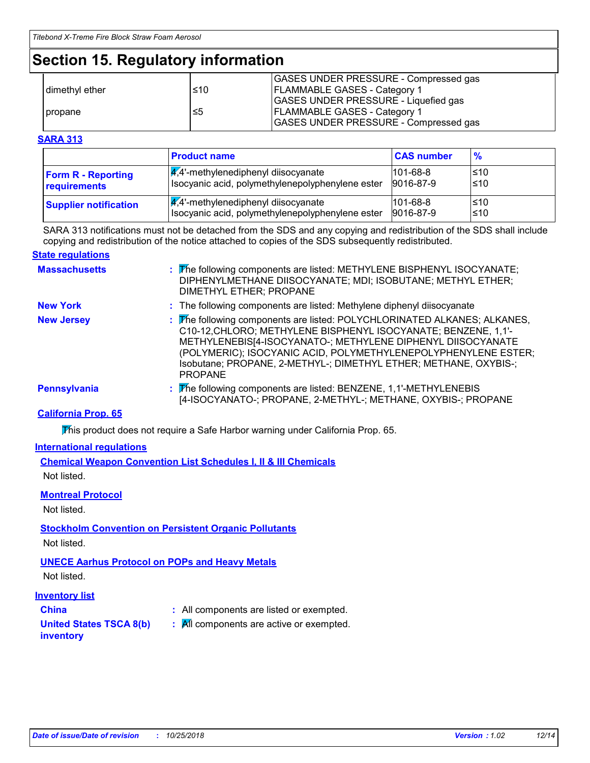# Section 15. Regulatory information

| | | |
|---|---|---|
| dimethyl ether | ≤10 | GASES UNDER PRESSURE - Compressed gas<br>FLAMMABLE GASES - Category 1<br>GASES UNDER PRESSURE - Liquefied gas |
| propane | ≤5 | FLAMMABLE GASES - Category 1<br>GASES UNDER PRESSURE - Compressed gas |

**SARA 313**

| | Product name | CAS number | % |
|---|---|---|---|
| **Form R - Reporting requirements** | 4,4'-methylenediphenyl diisocyanate<br>Isocyanic acid, polymethylenepolyphenylene ester | 101-68-8<br>9016-87-9 | ≤10<br>≤10 |
| **Supplier notification** | 4,4'-methylenediphenyl diisocyanate<br>Isocyanic acid, polymethylenepolyphenylene ester | 101-68-8<br>9016-87-9 | ≤10<br>≤10 |

SARA 313 notifications must not be detached from the SDS and any copying and redistribution of the SDS shall include copying and redistribution of the notice attached to copies of the SDS subsequently redistributed.

**State regulations**

**Massachusetts** : The following components are listed: METHYLENE BISPHENYL ISOCYANATE; DIPHENYLMETHANE DIISOCYANATE; MDI; ISOBUTANE; METHYL ETHER; DIMETHYL ETHER; PROPANE

**New York** : The following components are listed: Methylene diphenyl diisocyanate

**New Jersey** : The following components are listed: POLYCHLORINATED ALKANES; ALKANES, C10-12,CHLORO; METHYLENE BISPHENYL ISOCYANATE; BENZENE, 1,1'-METHYLENEBIS[4-ISOCYANATO-; METHYLENE DIPHENYL DIISOCYANATE (POLYMERIC); ISOCYANIC ACID, POLYMETHYLENEPOLYPHENYLENE ESTER; Isobutane; PROPANE, 2-METHYL-; DIMETHYL ETHER; METHANE, OXYBIS-; PROPANE

**Pennsylvania** : The following components are listed: BENZENE, 1,1'-METHYLENEBIS [4-ISOCYANATO-; PROPANE, 2-METHYL-; METHANE, OXYBIS-; PROPANE

**California Prop. 65**

This product does not require a Safe Harbor warning under California Prop. 65.

**International regulations**

**Chemical Weapon Convention List Schedules I, II & III Chemicals**

Not listed.

**Montreal Protocol**

Not listed.

**Stockholm Convention on Persistent Organic Pollutants**

Not listed.

**UNECE Aarhus Protocol on POPs and Heavy Metals**

Not listed.

**Inventory list**

**China** : All components are listed or exempted.

**United States TSCA 8(b) inventory** : All components are active or exempted.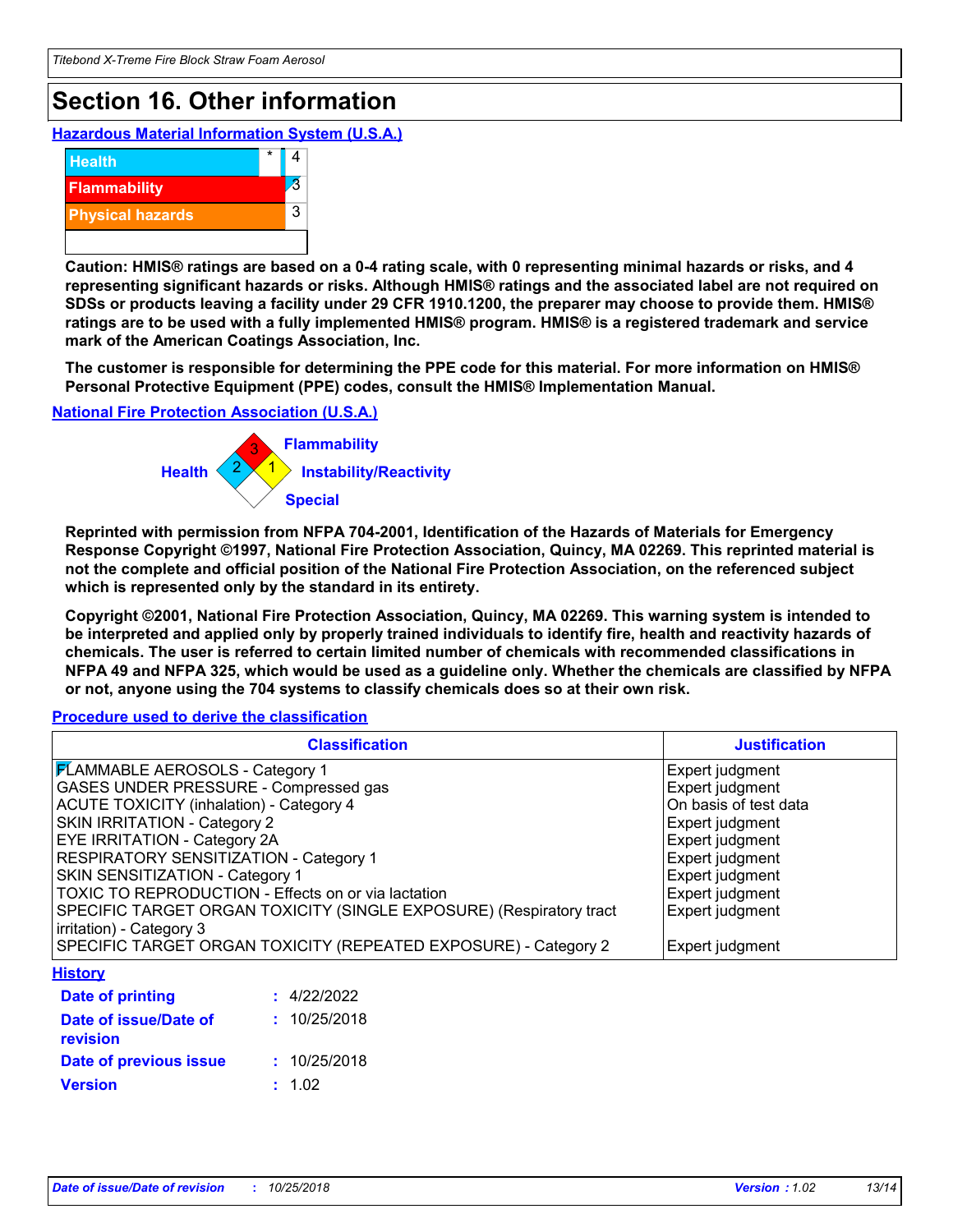## Section 16. Other information

### Hazardous Material Information System (U.S.A.)

| | | |
|---|---|---|
| Health | * | 4 |
| Flammability | | 3 |
| Physical hazards | | 3 |

**Caution: HMIS® ratings are based on a 0-4 rating scale, with 0 representing minimal hazards or risks, and 4 representing significant hazards or risks. Although HMIS® ratings and the associated label are not required on SDSs or products leaving a facility under 29 CFR 1910.1200, the preparer may choose to provide them. HMIS® ratings are to be used with a fully implemented HMIS® program. HMIS® is a registered trademark and service mark of the American Coatings Association, Inc.**

**The customer is responsible for determining the PPE code for this material. For more information on HMIS® Personal Protective Equipment (PPE) codes, consult the HMIS® Implementation Manual.**

### National Fire Protection Association (U.S.A.)

Flammability: 3
Health: 2
Instability/Reactivity: 1
Special:

**Reprinted with permission from NFPA 704-2001, Identification of the Hazards of Materials for Emergency Response Copyright ©1997, National Fire Protection Association, Quincy, MA 02269. This reprinted material is not the complete and official position of the National Fire Protection Association, on the referenced subject which is represented only by the standard in its entirety.**

**Copyright ©2001, National Fire Protection Association, Quincy, MA 02269. This warning system is intended to be interpreted and applied only by properly trained individuals to identify fire, health and reactivity hazards of chemicals. The user is referred to certain limited number of chemicals with recommended classifications in NFPA 49 and NFPA 325, which would be used as a guideline only. Whether the chemicals are classified by NFPA or not, anyone using the 704 systems to classify chemicals does so at their own risk.**

### Procedure used to derive the classification

| Classification | Justification |
|---|---|
| FLAMMABLE AEROSOLS - Category 1 | Expert judgment |
| GASES UNDER PRESSURE - Compressed gas | Expert judgment |
| ACUTE TOXICITY (inhalation) - Category 4 | On basis of test data |
| SKIN IRRITATION - Category 2 | Expert judgment |
| EYE IRRITATION - Category 2A | Expert judgment |
| RESPIRATORY SENSITIZATION - Category 1 | Expert judgment |
| SKIN SENSITIZATION - Category 1 | Expert judgment |
| TOXIC TO REPRODUCTION - Effects on or via lactation | Expert judgment |
| SPECIFIC TARGET ORGAN TOXICITY (SINGLE EXPOSURE) (Respiratory tract irritation) - Category 3 | Expert judgment |
| SPECIFIC TARGET ORGAN TOXICITY (REPEATED EXPOSURE) - Category 2 | Expert judgment |

### History

**Date of printing** : 4/22/2022

**Date of issue/Date of revision** : 10/25/2018

**Date of previous issue** : 10/25/2018

**Version** : 1.02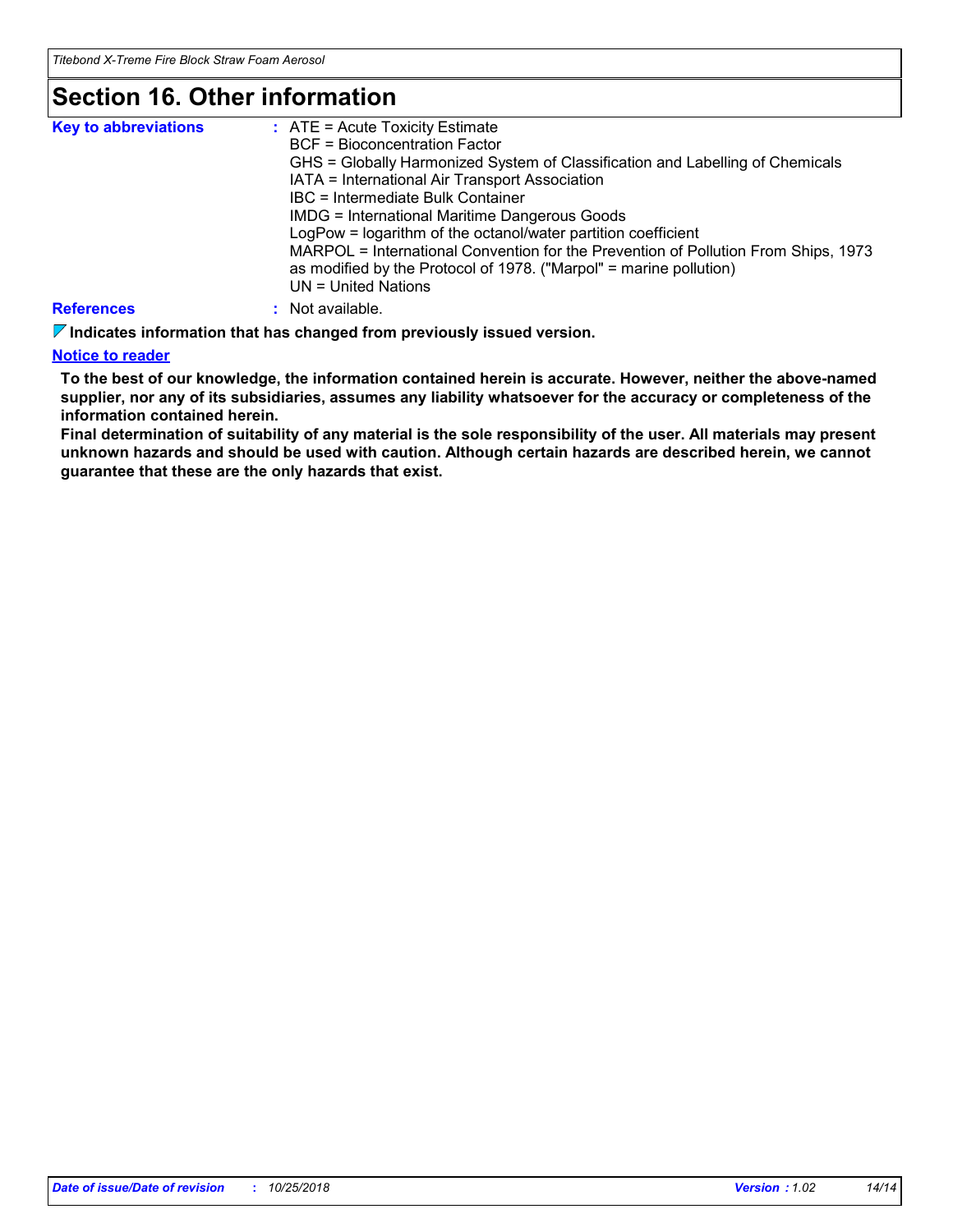## Section 16. Other information

**Key to abbreviations** : ATE = Acute Toxicity Estimate
BCF = Bioconcentration Factor
GHS = Globally Harmonized System of Classification and Labelling of Chemicals
IATA = International Air Transport Association
IBC = Intermediate Bulk Container
IMDG = International Maritime Dangerous Goods
LogPow = logarithm of the octanol/water partition coefficient
MARPOL = International Convention for the Prevention of Pollution From Ships, 1973 as modified by the Protocol of 1978. ("Marpol" = marine pollution)
UN = United Nations

**References** : Not available.

**Indicates information that has changed from previously issued version.**

**Notice to reader**

**To the best of our knowledge, the information contained herein is accurate. However, neither the above-named supplier, nor any of its subsidiaries, assumes any liability whatsoever for the accuracy or completeness of the information contained herein.**

**Final determination of suitability of any material is the sole responsibility of the user. All materials may present unknown hazards and should be used with caution. Although certain hazards are described herein, we cannot guarantee that these are the only hazards that exist.**